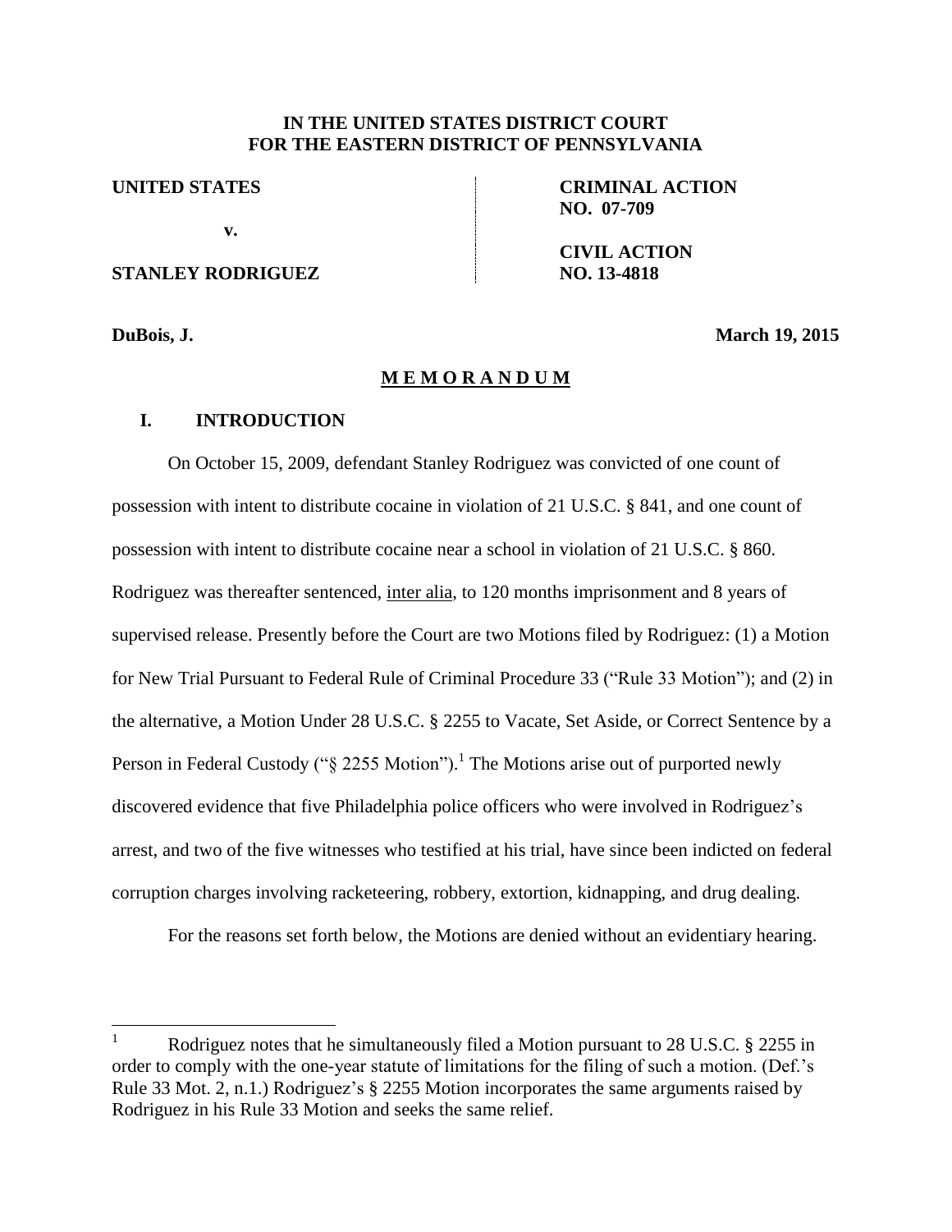**IN THE UNITED STATES DISTRICT COURT**
**FOR THE EASTERN DISTRICT OF PENNSYLVANIA**

| | |
|---|---|
| **UNITED STATES** | **CRIMINAL ACTION NO. 07-709** |
| **v.** | |
| **STANLEY RODRIGUEZ** | **CIVIL ACTION NO. 13-4818** |

**DuBois, J.** **March 19, 2015**

## M E M O R A N D U M

## I. INTRODUCTION

On October 15, 2009, defendant Stanley Rodriguez was convicted of one count of possession with intent to distribute cocaine in violation of 21 U.S.C. § 841, and one count of possession with intent to distribute cocaine near a school in violation of 21 U.S.C. § 860. Rodriguez was thereafter sentenced, inter alia, to 120 months imprisonment and 8 years of supervised release. Presently before the Court are two Motions filed by Rodriguez: (1) a Motion for New Trial Pursuant to Federal Rule of Criminal Procedure 33 ("Rule 33 Motion"); and (2) in the alternative, a Motion Under 28 U.S.C. § 2255 to Vacate, Set Aside, or Correct Sentence by a Person in Federal Custody ("§ 2255 Motion").[1] The Motions arise out of purported newly discovered evidence that five Philadelphia police officers who were involved in Rodriguez's arrest, and two of the five witnesses who testified at his trial, have since been indicted on federal corruption charges involving racketeering, robbery, extortion, kidnapping, and drug dealing.

For the reasons set forth below, the Motions are denied without an evidentiary hearing.

---

[1] Rodriguez notes that he simultaneously filed a Motion pursuant to 28 U.S.C. § 2255 in order to comply with the one-year statute of limitations for the filing of such a motion. (Def.'s Rule 33 Mot. 2, n.1.) Rodriguez's § 2255 Motion incorporates the same arguments raised by Rodriguez in his Rule 33 Motion and seeks the same relief.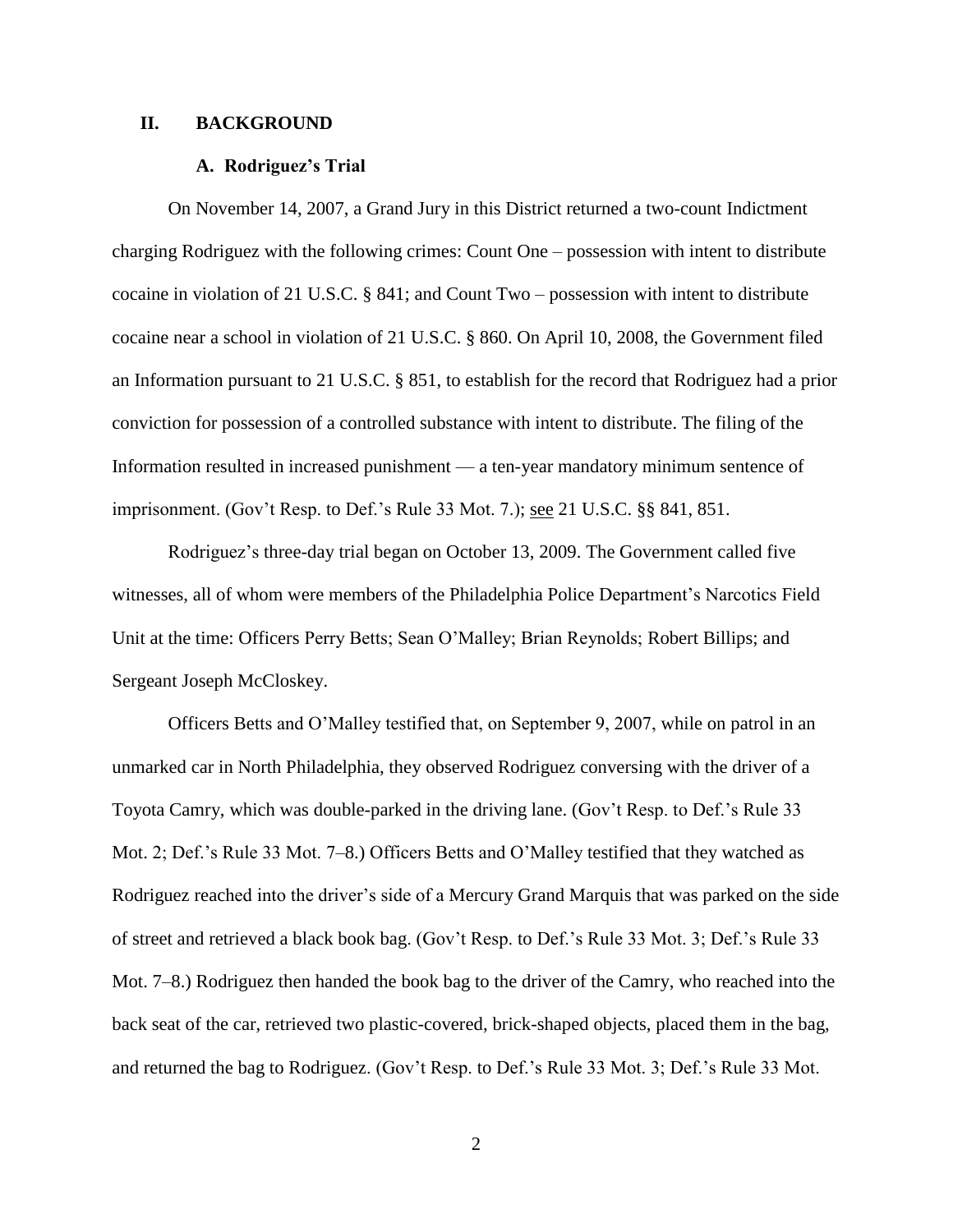## II. BACKGROUND

### A. Rodriguez's Trial

On November 14, 2007, a Grand Jury in this District returned a two-count Indictment charging Rodriguez with the following crimes: Count One – possession with intent to distribute cocaine in violation of 21 U.S.C. § 841; and Count Two – possession with intent to distribute cocaine near a school in violation of 21 U.S.C. § 860. On April 10, 2008, the Government filed an Information pursuant to 21 U.S.C. § 851, to establish for the record that Rodriguez had a prior conviction for possession of a controlled substance with intent to distribute. The filing of the Information resulted in increased punishment — a ten-year mandatory minimum sentence of imprisonment. (Gov't Resp. to Def.'s Rule 33 Mot. 7.); see 21 U.S.C. §§ 841, 851.

Rodriguez's three-day trial began on October 13, 2009. The Government called five witnesses, all of whom were members of the Philadelphia Police Department's Narcotics Field Unit at the time: Officers Perry Betts; Sean O'Malley; Brian Reynolds; Robert Billips; and Sergeant Joseph McCloskey.

Officers Betts and O'Malley testified that, on September 9, 2007, while on patrol in an unmarked car in North Philadelphia, they observed Rodriguez conversing with the driver of a Toyota Camry, which was double-parked in the driving lane. (Gov't Resp. to Def.'s Rule 33 Mot. 2; Def.'s Rule 33 Mot. 7–8.) Officers Betts and O'Malley testified that they watched as Rodriguez reached into the driver's side of a Mercury Grand Marquis that was parked on the side of street and retrieved a black book bag. (Gov't Resp. to Def.'s Rule 33 Mot. 3; Def.'s Rule 33 Mot. 7–8.) Rodriguez then handed the book bag to the driver of the Camry, who reached into the back seat of the car, retrieved two plastic-covered, brick-shaped objects, placed them in the bag, and returned the bag to Rodriguez. (Gov't Resp. to Def.'s Rule 33 Mot. 3; Def.'s Rule 33 Mot.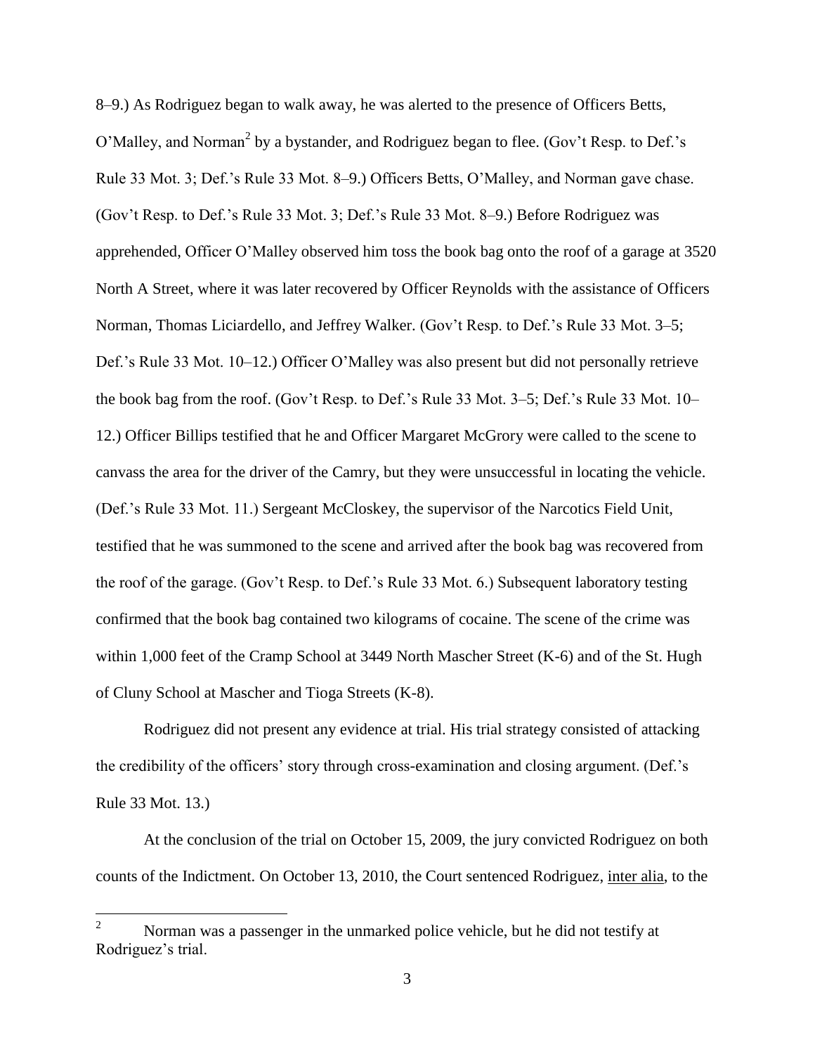8–9.) As Rodriguez began to walk away, he was alerted to the presence of Officers Betts, O'Malley, and Norman[2] by a bystander, and Rodriguez began to flee. (Gov't Resp. to Def.'s Rule 33 Mot. 3; Def.'s Rule 33 Mot. 8–9.) Officers Betts, O'Malley, and Norman gave chase. (Gov't Resp. to Def.'s Rule 33 Mot. 3; Def.'s Rule 33 Mot. 8–9.) Before Rodriguez was apprehended, Officer O'Malley observed him toss the book bag onto the roof of a garage at 3520 North A Street, where it was later recovered by Officer Reynolds with the assistance of Officers Norman, Thomas Liciardello, and Jeffrey Walker. (Gov't Resp. to Def.'s Rule 33 Mot. 3–5; Def.'s Rule 33 Mot. 10–12.) Officer O'Malley was also present but did not personally retrieve the book bag from the roof. (Gov't Resp. to Def.'s Rule 33 Mot. 3–5; Def.'s Rule 33 Mot. 10–12.) Officer Billips testified that he and Officer Margaret McGrory were called to the scene to canvass the area for the driver of the Camry, but they were unsuccessful in locating the vehicle. (Def.'s Rule 33 Mot. 11.) Sergeant McCloskey, the supervisor of the Narcotics Field Unit, testified that he was summoned to the scene and arrived after the book bag was recovered from the roof of the garage. (Gov't Resp. to Def.'s Rule 33 Mot. 6.) Subsequent laboratory testing confirmed that the book bag contained two kilograms of cocaine. The scene of the crime was within 1,000 feet of the Cramp School at 3449 North Mascher Street (K-6) and of the St. Hugh of Cluny School at Mascher and Tioga Streets (K-8).

Rodriguez did not present any evidence at trial. His trial strategy consisted of attacking the credibility of the officers' story through cross-examination and closing argument. (Def.'s Rule 33 Mot. 13.)

At the conclusion of the trial on October 15, 2009, the jury convicted Rodriguez on both counts of the Indictment. On October 13, 2010, the Court sentenced Rodriguez, inter alia, to the

---

[2] Norman was a passenger in the unmarked police vehicle, but he did not testify at Rodriguez's trial.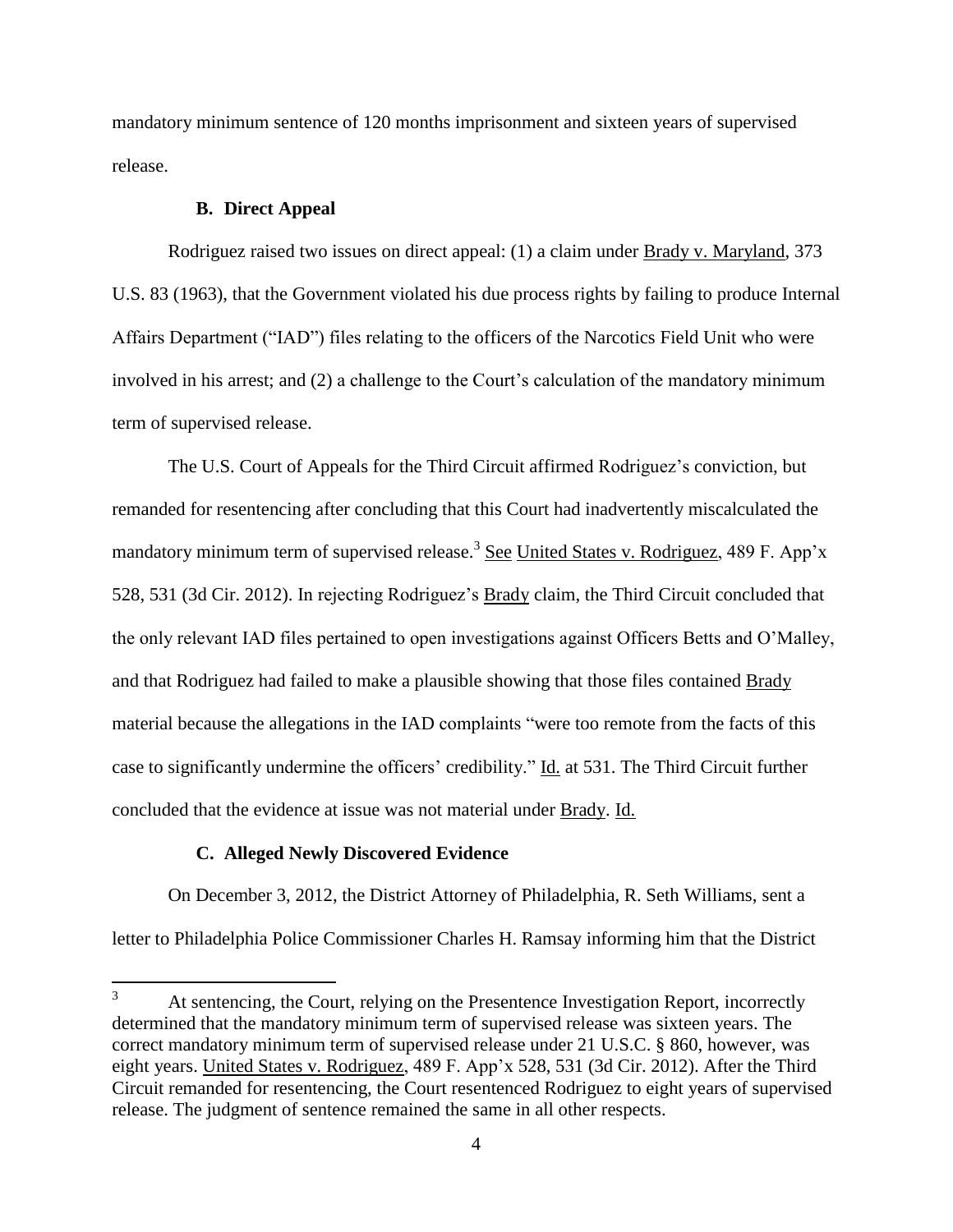mandatory minimum sentence of 120 months imprisonment and sixteen years of supervised release.

### B. Direct Appeal

Rodriguez raised two issues on direct appeal: (1) a claim under Brady v. Maryland, 373 U.S. 83 (1963), that the Government violated his due process rights by failing to produce Internal Affairs Department ("IAD") files relating to the officers of the Narcotics Field Unit who were involved in his arrest; and (2) a challenge to the Court's calculation of the mandatory minimum term of supervised release.

The U.S. Court of Appeals for the Third Circuit affirmed Rodriguez's conviction, but remanded for resentencing after concluding that this Court had inadvertently miscalculated the mandatory minimum term of supervised release.[3] See United States v. Rodriguez, 489 F. App'x 528, 531 (3d Cir. 2012). In rejecting Rodriguez's Brady claim, the Third Circuit concluded that the only relevant IAD files pertained to open investigations against Officers Betts and O'Malley, and that Rodriguez had failed to make a plausible showing that those files contained Brady material because the allegations in the IAD complaints "were too remote from the facts of this case to significantly undermine the officers' credibility." Id. at 531. The Third Circuit further concluded that the evidence at issue was not material under Brady. Id.

### C. Alleged Newly Discovered Evidence

On December 3, 2012, the District Attorney of Philadelphia, R. Seth Williams, sent a letter to Philadelphia Police Commissioner Charles H. Ramsay informing him that the District

[3] At sentencing, the Court, relying on the Presentence Investigation Report, incorrectly determined that the mandatory minimum term of supervised release was sixteen years. The correct mandatory minimum term of supervised release under 21 U.S.C. § 860, however, was eight years. United States v. Rodriguez, 489 F. App'x 528, 531 (3d Cir. 2012). After the Third Circuit remanded for resentencing, the Court resentenced Rodriguez to eight years of supervised release. The judgment of sentence remained the same in all other respects.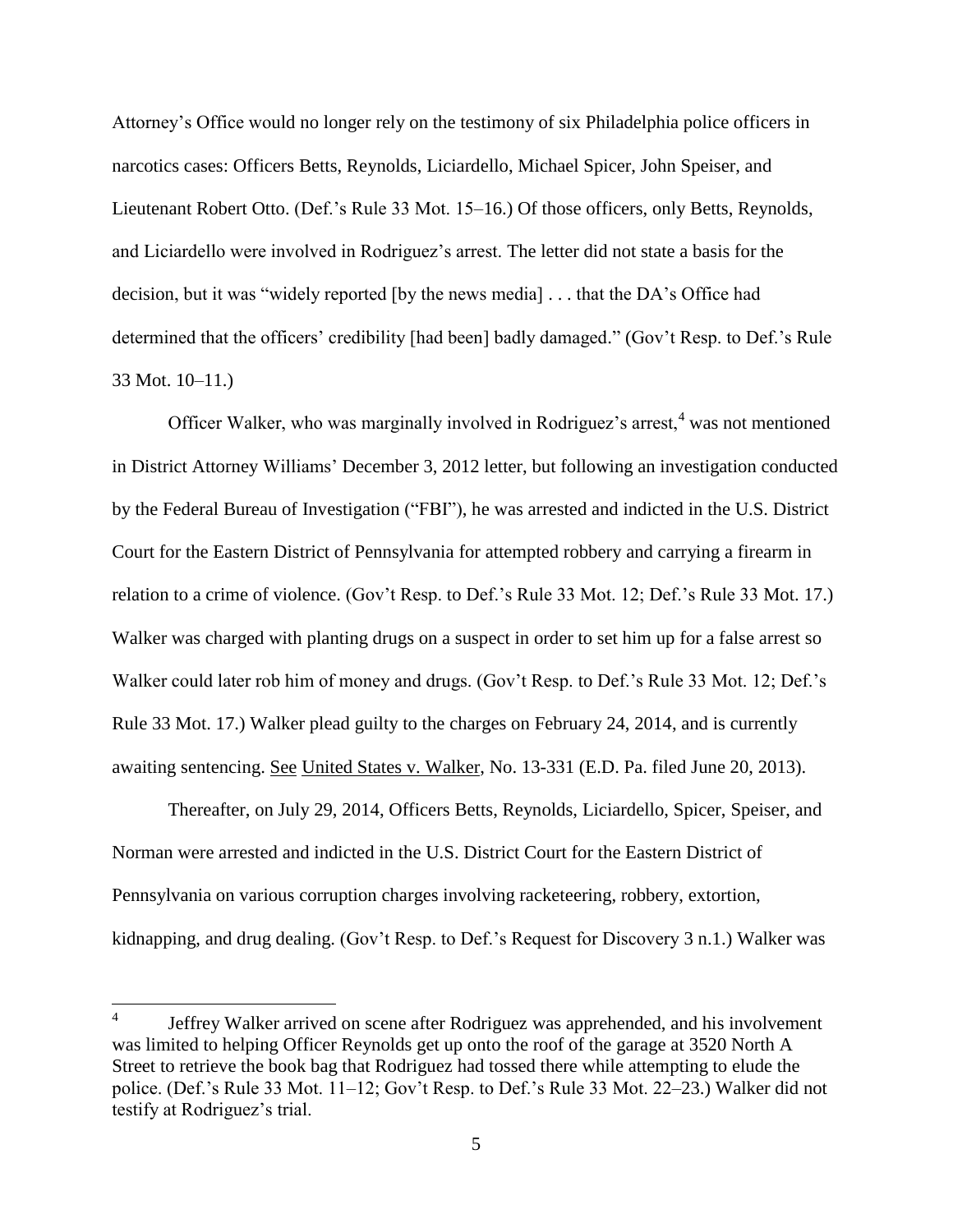Attorney's Office would no longer rely on the testimony of six Philadelphia police officers in narcotics cases: Officers Betts, Reynolds, Liciardello, Michael Spicer, John Speiser, and Lieutenant Robert Otto. (Def.'s Rule 33 Mot. 15–16.) Of those officers, only Betts, Reynolds, and Liciardello were involved in Rodriguez's arrest. The letter did not state a basis for the decision, but it was "widely reported [by the news media] . . . that the DA's Office had determined that the officers' credibility [had been] badly damaged." (Gov't Resp. to Def.'s Rule 33 Mot. 10–11.)

Officer Walker, who was marginally involved in Rodriguez's arrest,[4] was not mentioned in District Attorney Williams' December 3, 2012 letter, but following an investigation conducted by the Federal Bureau of Investigation ("FBI"), he was arrested and indicted in the U.S. District Court for the Eastern District of Pennsylvania for attempted robbery and carrying a firearm in relation to a crime of violence. (Gov't Resp. to Def.'s Rule 33 Mot. 12; Def.'s Rule 33 Mot. 17.) Walker was charged with planting drugs on a suspect in order to set him up for a false arrest so Walker could later rob him of money and drugs. (Gov't Resp. to Def.'s Rule 33 Mot. 12; Def.'s Rule 33 Mot. 17.) Walker plead guilty to the charges on February 24, 2014, and is currently awaiting sentencing. See United States v. Walker, No. 13-331 (E.D. Pa. filed June 20, 2013).

Thereafter, on July 29, 2014, Officers Betts, Reynolds, Liciardello, Spicer, Speiser, and Norman were arrested and indicted in the U.S. District Court for the Eastern District of Pennsylvania on various corruption charges involving racketeering, robbery, extortion, kidnapping, and drug dealing. (Gov't Resp. to Def.'s Request for Discovery 3 n.1.) Walker was

[4] Jeffrey Walker arrived on scene after Rodriguez was apprehended, and his involvement was limited to helping Officer Reynolds get up onto the roof of the garage at 3520 North A Street to retrieve the book bag that Rodriguez had tossed there while attempting to elude the police. (Def.'s Rule 33 Mot. 11–12; Gov't Resp. to Def.'s Rule 33 Mot. 22–23.) Walker did not testify at Rodriguez's trial.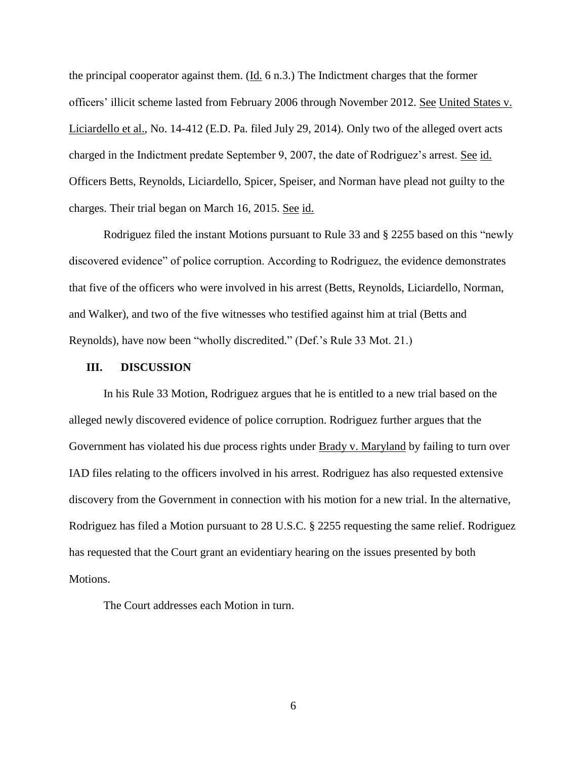the principal cooperator against them. (Id. 6 n.3.) The Indictment charges that the former officers' illicit scheme lasted from February 2006 through November 2012. See United States v. Liciardello et al., No. 14-412 (E.D. Pa. filed July 29, 2014). Only two of the alleged overt acts charged in the Indictment predate September 9, 2007, the date of Rodriguez's arrest. See id. Officers Betts, Reynolds, Liciardello, Spicer, Speiser, and Norman have plead not guilty to the charges. Their trial began on March 16, 2015. See id.

Rodriguez filed the instant Motions pursuant to Rule 33 and § 2255 based on this "newly discovered evidence" of police corruption. According to Rodriguez, the evidence demonstrates that five of the officers who were involved in his arrest (Betts, Reynolds, Liciardello, Norman, and Walker), and two of the five witnesses who testified against him at trial (Betts and Reynolds), have now been "wholly discredited." (Def.'s Rule 33 Mot. 21.)

## III. DISCUSSION

In his Rule 33 Motion, Rodriguez argues that he is entitled to a new trial based on the alleged newly discovered evidence of police corruption. Rodriguez further argues that the Government has violated his due process rights under Brady v. Maryland by failing to turn over IAD files relating to the officers involved in his arrest. Rodriguez has also requested extensive discovery from the Government in connection with his motion for a new trial. In the alternative, Rodriguez has filed a Motion pursuant to 28 U.S.C. § 2255 requesting the same relief. Rodriguez has requested that the Court grant an evidentiary hearing on the issues presented by both Motions.

The Court addresses each Motion in turn.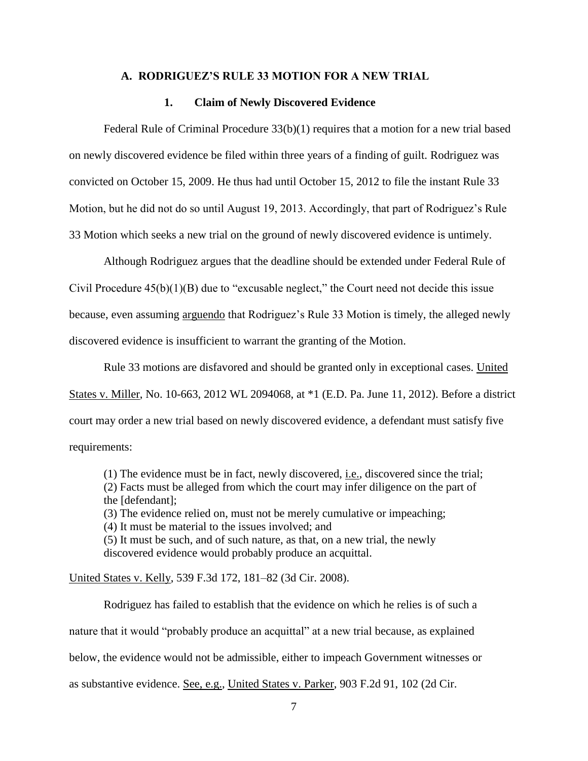### A. RODRIGUEZ'S RULE 33 MOTION FOR A NEW TRIAL

#### 1. Claim of Newly Discovered Evidence

Federal Rule of Criminal Procedure 33(b)(1) requires that a motion for a new trial based on newly discovered evidence be filed within three years of a finding of guilt. Rodriguez was convicted on October 15, 2009. He thus had until October 15, 2012 to file the instant Rule 33 Motion, but he did not do so until August 19, 2013. Accordingly, that part of Rodriguez's Rule 33 Motion which seeks a new trial on the ground of newly discovered evidence is untimely.

Although Rodriguez argues that the deadline should be extended under Federal Rule of Civil Procedure 45(b)(1)(B) due to "excusable neglect," the Court need not decide this issue because, even assuming arguendo that Rodriguez's Rule 33 Motion is timely, the alleged newly discovered evidence is insufficient to warrant the granting of the Motion.

Rule 33 motions are disfavored and should be granted only in exceptional cases. United States v. Miller, No. 10-663, 2012 WL 2094068, at *1 (E.D. Pa. June 11, 2012). Before a district court may order a new trial based on newly discovered evidence, a defendant must satisfy five requirements:

> (1) The evidence must be in fact, newly discovered, i.e., discovered since the trial;
> (2) Facts must be alleged from which the court may infer diligence on the part of the [defendant];
> (3) The evidence relied on, must not be merely cumulative or impeaching;
> (4) It must be material to the issues involved; and
> (5) It must be such, and of such nature, as that, on a new trial, the newly discovered evidence would probably produce an acquittal.

United States v. Kelly, 539 F.3d 172, 181–82 (3d Cir. 2008).

Rodriguez has failed to establish that the evidence on which he relies is of such a nature that it would "probably produce an acquittal" at a new trial because, as explained below, the evidence would not be admissible, either to impeach Government witnesses or as substantive evidence. See, e.g., United States v. Parker, 903 F.2d 91, 102 (2d Cir.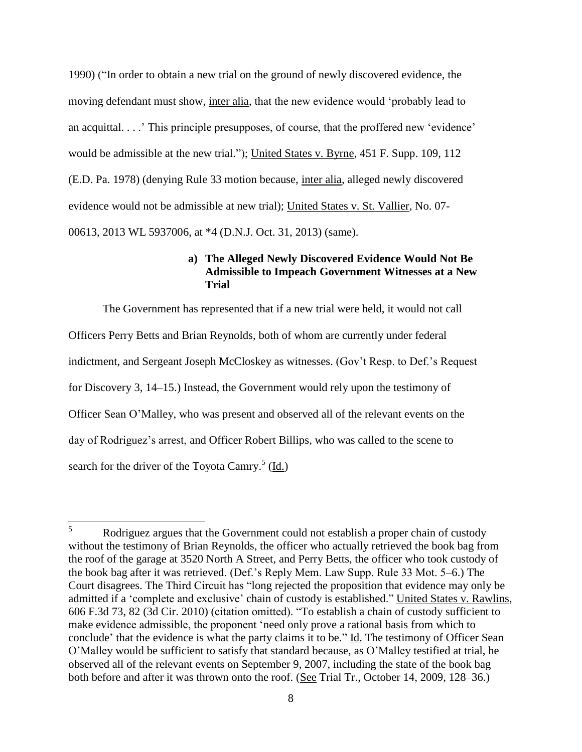1990) ("In order to obtain a new trial on the ground of newly discovered evidence, the moving defendant must show, inter alia, that the new evidence would 'probably lead to an acquittal. . . .' This principle presupposes, of course, that the proffered new 'evidence' would be admissible at the new trial."); United States v. Byrne, 451 F. Supp. 109, 112 (E.D. Pa. 1978) (denying Rule 33 motion because, inter alia, alleged newly discovered evidence would not be admissible at new trial); United States v. St. Vallier, No. 07-00613, 2013 WL 5937006, at *4 (D.N.J. Oct. 31, 2013) (same).

**a) The Alleged Newly Discovered Evidence Would Not Be Admissible to Impeach Government Witnesses at a New Trial**

The Government has represented that if a new trial were held, it would not call Officers Perry Betts and Brian Reynolds, both of whom are currently under federal indictment, and Sergeant Joseph McCloskey as witnesses. (Gov't Resp. to Def.'s Request for Discovery 3, 14–15.) Instead, the Government would rely upon the testimony of Officer Sean O'Malley, who was present and observed all of the relevant events on the day of Rodriguez's arrest, and Officer Robert Billips, who was called to the scene to search for the driver of the Toyota Camry.[5] (Id.)

---

[5] Rodriguez argues that the Government could not establish a proper chain of custody without the testimony of Brian Reynolds, the officer who actually retrieved the book bag from the roof of the garage at 3520 North A Street, and Perry Betts, the officer who took custody of the book bag after it was retrieved. (Def.'s Reply Mem. Law Supp. Rule 33 Mot. 5–6.) The Court disagrees. The Third Circuit has "long rejected the proposition that evidence may only be admitted if a 'complete and exclusive' chain of custody is established." United States v. Rawlins, 606 F.3d 73, 82 (3d Cir. 2010) (citation omitted). "To establish a chain of custody sufficient to make evidence admissible, the proponent 'need only prove a rational basis from which to conclude' that the evidence is what the party claims it to be." Id. The testimony of Officer Sean O'Malley would be sufficient to satisfy that standard because, as O'Malley testified at trial, he observed all of the relevant events on September 9, 2007, including the state of the book bag both before and after it was thrown onto the roof. (See Trial Tr., October 14, 2009, 128–36.)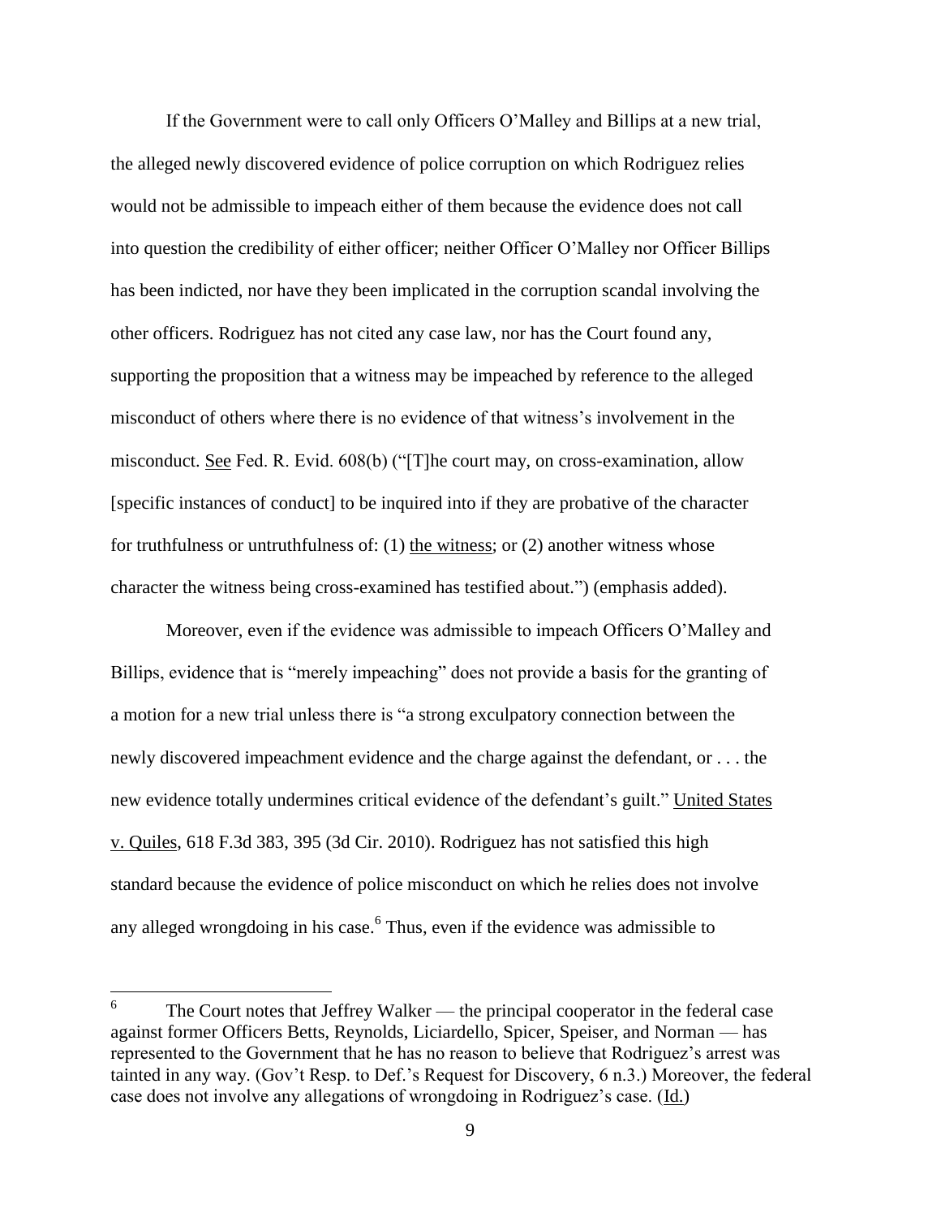If the Government were to call only Officers O'Malley and Billips at a new trial, the alleged newly discovered evidence of police corruption on which Rodriguez relies would not be admissible to impeach either of them because the evidence does not call into question the credibility of either officer; neither Officer O'Malley nor Officer Billips has been indicted, nor have they been implicated in the corruption scandal involving the other officers. Rodriguez has not cited any case law, nor has the Court found any, supporting the proposition that a witness may be impeached by reference to the alleged misconduct of others where there is no evidence of that witness's involvement in the misconduct. See Fed. R. Evid. 608(b) ("[T]he court may, on cross-examination, allow [specific instances of conduct] to be inquired into if they are probative of the character for truthfulness or untruthfulness of: (1) the witness; or (2) another witness whose character the witness being cross-examined has testified about.") (emphasis added).

Moreover, even if the evidence was admissible to impeach Officers O'Malley and Billips, evidence that is "merely impeaching" does not provide a basis for the granting of a motion for a new trial unless there is "a strong exculpatory connection between the newly discovered impeachment evidence and the charge against the defendant, or . . . the new evidence totally undermines critical evidence of the defendant's guilt." United States v. Quiles, 618 F.3d 383, 395 (3d Cir. 2010). Rodriguez has not satisfied this high standard because the evidence of police misconduct on which he relies does not involve any alleged wrongdoing in his case.[6] Thus, even if the evidence was admissible to

[6] The Court notes that Jeffrey Walker — the principal cooperator in the federal case against former Officers Betts, Reynolds, Liciardello, Spicer, Speiser, and Norman — has represented to the Government that he has no reason to believe that Rodriguez's arrest was tainted in any way. (Gov't Resp. to Def.'s Request for Discovery, 6 n.3.) Moreover, the federal case does not involve any allegations of wrongdoing in Rodriguez's case. (Id.)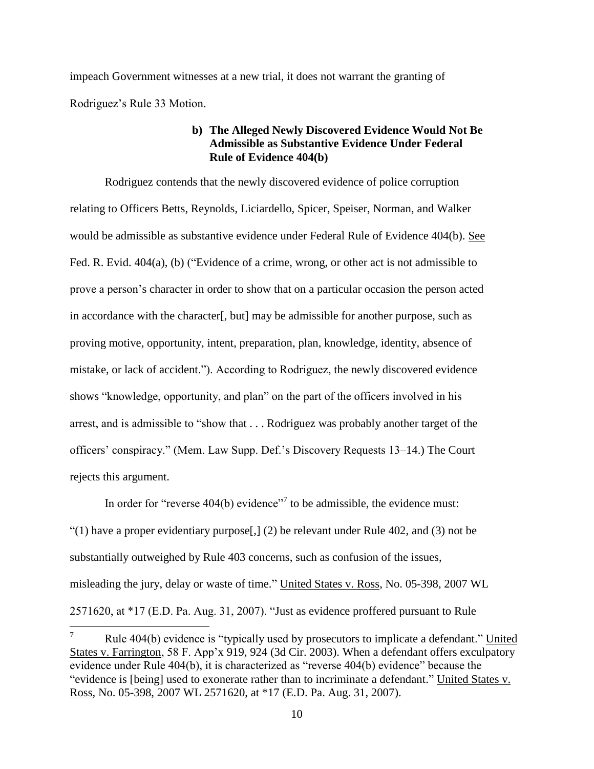impeach Government witnesses at a new trial, it does not warrant the granting of Rodriguez's Rule 33 Motion.

**b) The Alleged Newly Discovered Evidence Would Not Be Admissible as Substantive Evidence Under Federal Rule of Evidence 404(b)**

Rodriguez contends that the newly discovered evidence of police corruption relating to Officers Betts, Reynolds, Liciardello, Spicer, Speiser, Norman, and Walker would be admissible as substantive evidence under Federal Rule of Evidence 404(b). See Fed. R. Evid. 404(a), (b) ("Evidence of a crime, wrong, or other act is not admissible to prove a person's character in order to show that on a particular occasion the person acted in accordance with the character[, but] may be admissible for another purpose, such as proving motive, opportunity, intent, preparation, plan, knowledge, identity, absence of mistake, or lack of accident."). According to Rodriguez, the newly discovered evidence shows "knowledge, opportunity, and plan" on the part of the officers involved in his arrest, and is admissible to "show that . . . Rodriguez was probably another target of the officers' conspiracy." (Mem. Law Supp. Def.'s Discovery Requests 13–14.) The Court rejects this argument.

In order for "reverse 404(b) evidence"[7] to be admissible, the evidence must: "(1) have a proper evidentiary purpose[,] (2) be relevant under Rule 402, and (3) not be substantially outweighed by Rule 403 concerns, such as confusion of the issues, misleading the jury, delay or waste of time." United States v. Ross, No. 05-398, 2007 WL 2571620, at *17 (E.D. Pa. Aug. 31, 2007). "Just as evidence proffered pursuant to Rule

---

[7] Rule 404(b) evidence is "typically used by prosecutors to implicate a defendant." United States v. Farrington, 58 F. App'x 919, 924 (3d Cir. 2003). When a defendant offers exculpatory evidence under Rule 404(b), it is characterized as "reverse 404(b) evidence" because the "evidence is [being] used to exonerate rather than to incriminate a defendant." United States v. Ross, No. 05-398, 2007 WL 2571620, at *17 (E.D. Pa. Aug. 31, 2007).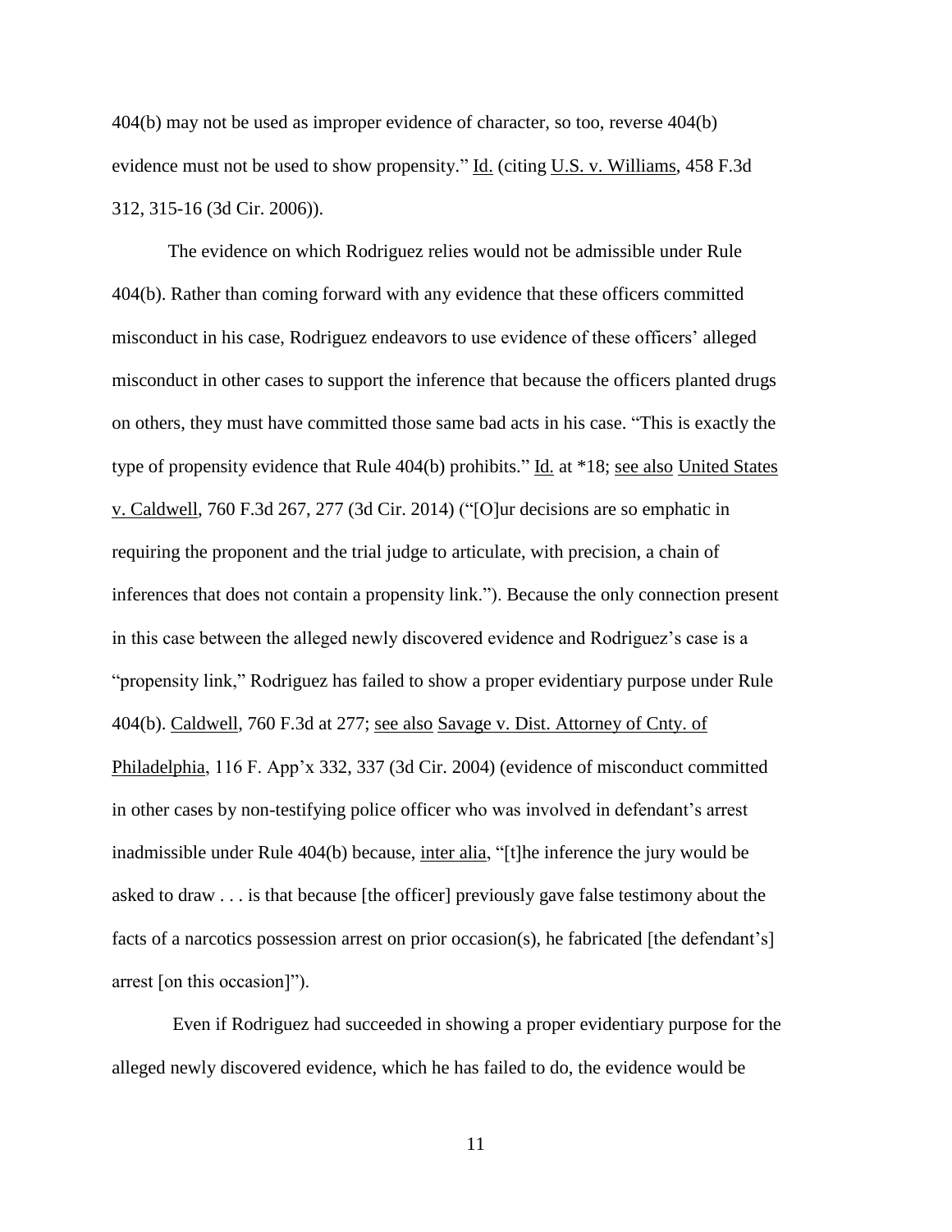404(b) may not be used as improper evidence of character, so too, reverse 404(b) evidence must not be used to show propensity." Id. (citing U.S. v. Williams, 458 F.3d 312, 315-16 (3d Cir. 2006)).

The evidence on which Rodriguez relies would not be admissible under Rule 404(b). Rather than coming forward with any evidence that these officers committed misconduct in his case, Rodriguez endeavors to use evidence of these officers' alleged misconduct in other cases to support the inference that because the officers planted drugs on others, they must have committed those same bad acts in his case. "This is exactly the type of propensity evidence that Rule 404(b) prohibits." Id. at *18; see also United States v. Caldwell, 760 F.3d 267, 277 (3d Cir. 2014) ("[O]ur decisions are so emphatic in requiring the proponent and the trial judge to articulate, with precision, a chain of inferences that does not contain a propensity link."). Because the only connection present in this case between the alleged newly discovered evidence and Rodriguez's case is a "propensity link," Rodriguez has failed to show a proper evidentiary purpose under Rule 404(b). Caldwell, 760 F.3d at 277; see also Savage v. Dist. Attorney of Cnty. of Philadelphia, 116 F. App'x 332, 337 (3d Cir. 2004) (evidence of misconduct committed in other cases by non-testifying police officer who was involved in defendant's arrest inadmissible under Rule 404(b) because, inter alia, "[t]he inference the jury would be asked to draw . . . is that because [the officer] previously gave false testimony about the facts of a narcotics possession arrest on prior occasion(s), he fabricated [the defendant's] arrest [on this occasion]").

Even if Rodriguez had succeeded in showing a proper evidentiary purpose for the alleged newly discovered evidence, which he has failed to do, the evidence would be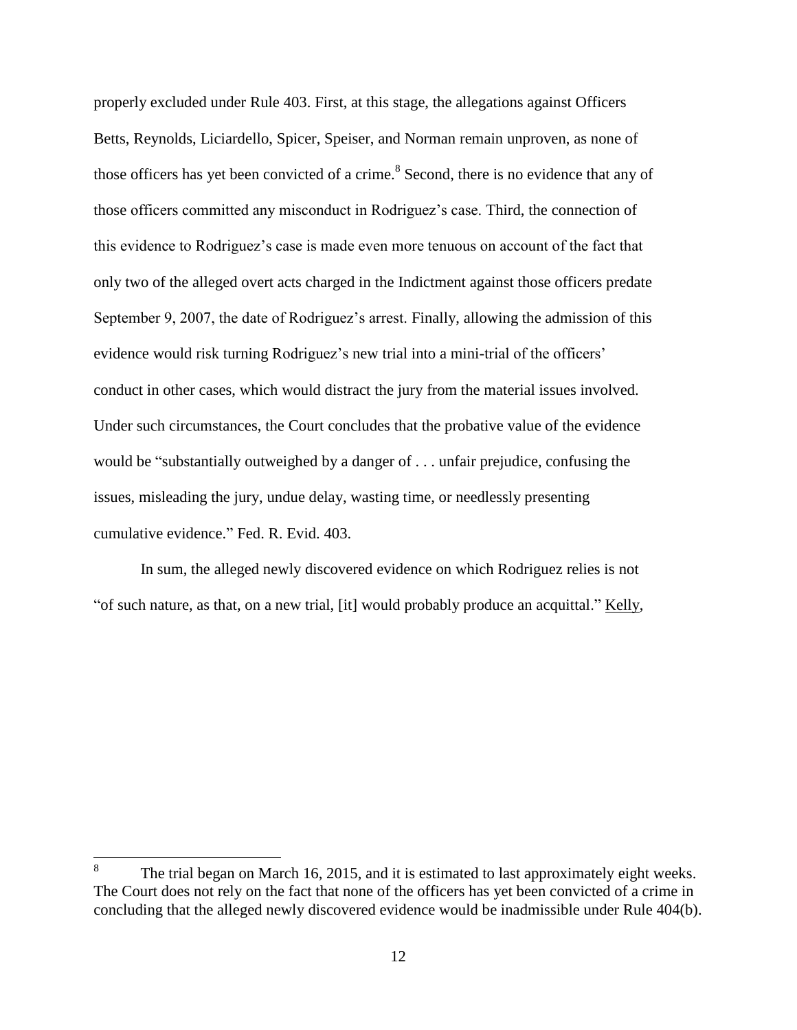properly excluded under Rule 403. First, at this stage, the allegations against Officers Betts, Reynolds, Liciardello, Spicer, Speiser, and Norman remain unproven, as none of those officers has yet been convicted of a crime.[8] Second, there is no evidence that any of those officers committed any misconduct in Rodriguez's case. Third, the connection of this evidence to Rodriguez's case is made even more tenuous on account of the fact that only two of the alleged overt acts charged in the Indictment against those officers predate September 9, 2007, the date of Rodriguez's arrest. Finally, allowing the admission of this evidence would risk turning Rodriguez's new trial into a mini-trial of the officers' conduct in other cases, which would distract the jury from the material issues involved. Under such circumstances, the Court concludes that the probative value of the evidence would be "substantially outweighed by a danger of . . . unfair prejudice, confusing the issues, misleading the jury, undue delay, wasting time, or needlessly presenting cumulative evidence." Fed. R. Evid. 403.

In sum, the alleged newly discovered evidence on which Rodriguez relies is not "of such nature, as that, on a new trial, [it] would probably produce an acquittal." Kelly,

---

[8] The trial began on March 16, 2015, and it is estimated to last approximately eight weeks. The Court does not rely on the fact that none of the officers has yet been convicted of a crime in concluding that the alleged newly discovered evidence would be inadmissible under Rule 404(b).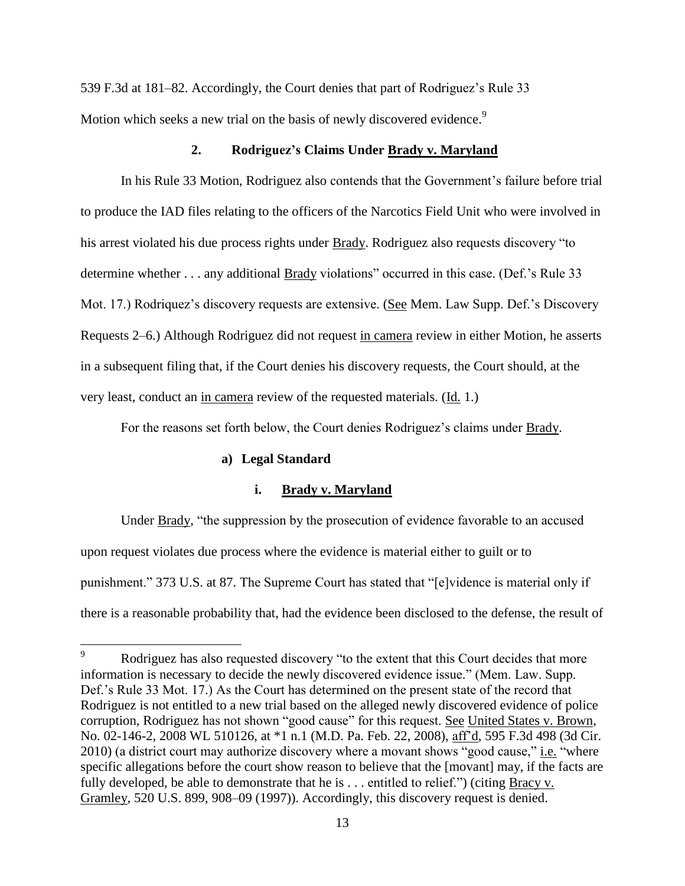539 F.3d at 181–82. Accordingly, the Court denies that part of Rodriguez's Rule 33 Motion which seeks a new trial on the basis of newly discovered evidence.[9]

### 2. Rodriguez's Claims Under Brady v. Maryland

In his Rule 33 Motion, Rodriguez also contends that the Government's failure before trial to produce the IAD files relating to the officers of the Narcotics Field Unit who were involved in his arrest violated his due process rights under Brady. Rodriguez also requests discovery "to determine whether . . . any additional Brady violations" occurred in this case. (Def.'s Rule 33 Mot. 17.) Rodriquez's discovery requests are extensive. (See Mem. Law Supp. Def.'s Discovery Requests 2–6.) Although Rodriguez did not request in camera review in either Motion, he asserts in a subsequent filing that, if the Court denies his discovery requests, the Court should, at the very least, conduct an in camera review of the requested materials. (Id. 1.)

For the reasons set forth below, the Court denies Rodriguez's claims under Brady.

#### a) Legal Standard

##### i. Brady v. Maryland

Under Brady, "the suppression by the prosecution of evidence favorable to an accused upon request violates due process where the evidence is material either to guilt or to punishment." 373 U.S. at 87. The Supreme Court has stated that "[e]vidence is material only if there is a reasonable probability that, had the evidence been disclosed to the defense, the result of

---

[9] Rodriguez has also requested discovery "to the extent that this Court decides that more information is necessary to decide the newly discovered evidence issue." (Mem. Law. Supp. Def.'s Rule 33 Mot. 17.) As the Court has determined on the present state of the record that Rodriguez is not entitled to a new trial based on the alleged newly discovered evidence of police corruption, Rodriguez has not shown "good cause" for this request. See United States v. Brown, No. 02-146-2, 2008 WL 510126, at *1 n.1 (M.D. Pa. Feb. 22, 2008), aff'd, 595 F.3d 498 (3d Cir. 2010) (a district court may authorize discovery where a movant shows "good cause," i.e. "where specific allegations before the court show reason to believe that the [movant] may, if the facts are fully developed, be able to demonstrate that he is . . . entitled to relief.") (citing Bracy v. Gramley, 520 U.S. 899, 908–09 (1997)). Accordingly, this discovery request is denied.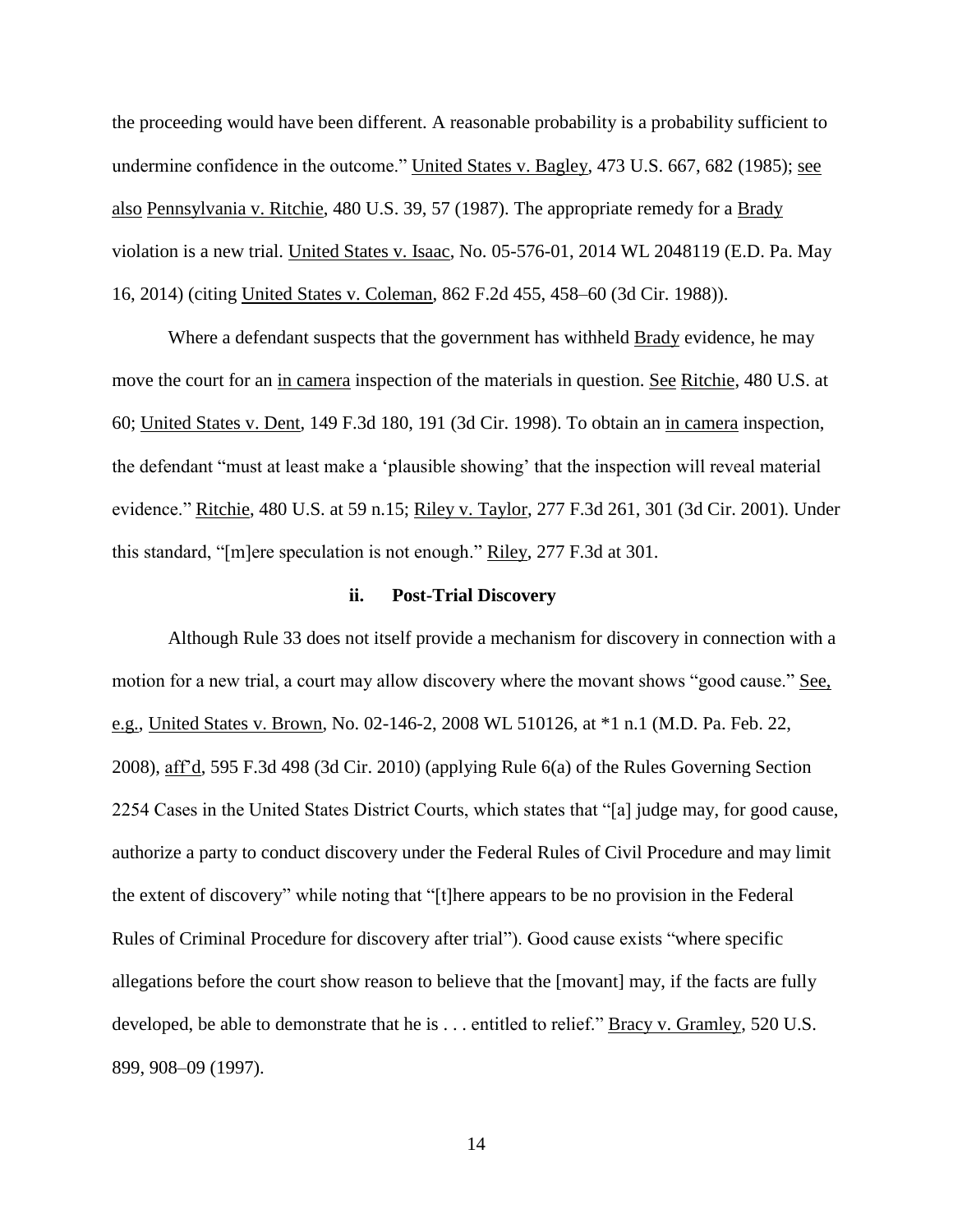the proceeding would have been different. A reasonable probability is a probability sufficient to undermine confidence in the outcome." United States v. Bagley, 473 U.S. 667, 682 (1985); see also Pennsylvania v. Ritchie, 480 U.S. 39, 57 (1987). The appropriate remedy for a Brady violation is a new trial. United States v. Isaac, No. 05-576-01, 2014 WL 2048119 (E.D. Pa. May 16, 2014) (citing United States v. Coleman, 862 F.2d 455, 458–60 (3d Cir. 1988)).

Where a defendant suspects that the government has withheld Brady evidence, he may move the court for an in camera inspection of the materials in question. See Ritchie, 480 U.S. at 60; United States v. Dent, 149 F.3d 180, 191 (3d Cir. 1998). To obtain an in camera inspection, the defendant "must at least make a 'plausible showing' that the inspection will reveal material evidence." Ritchie, 480 U.S. at 59 n.15; Riley v. Taylor, 277 F.3d 261, 301 (3d Cir. 2001). Under this standard, "[m]ere speculation is not enough." Riley, 277 F.3d at 301.

**ii. Post-Trial Discovery**

Although Rule 33 does not itself provide a mechanism for discovery in connection with a motion for a new trial, a court may allow discovery where the movant shows "good cause." See, e.g., United States v. Brown, No. 02-146-2, 2008 WL 510126, at *1 n.1 (M.D. Pa. Feb. 22, 2008), aff'd, 595 F.3d 498 (3d Cir. 2010) (applying Rule 6(a) of the Rules Governing Section 2254 Cases in the United States District Courts, which states that "[a] judge may, for good cause, authorize a party to conduct discovery under the Federal Rules of Civil Procedure and may limit the extent of discovery" while noting that "[t]here appears to be no provision in the Federal Rules of Criminal Procedure for discovery after trial"). Good cause exists "where specific allegations before the court show reason to believe that the [movant] may, if the facts are fully developed, be able to demonstrate that he is . . . entitled to relief." Bracy v. Gramley, 520 U.S. 899, 908–09 (1997).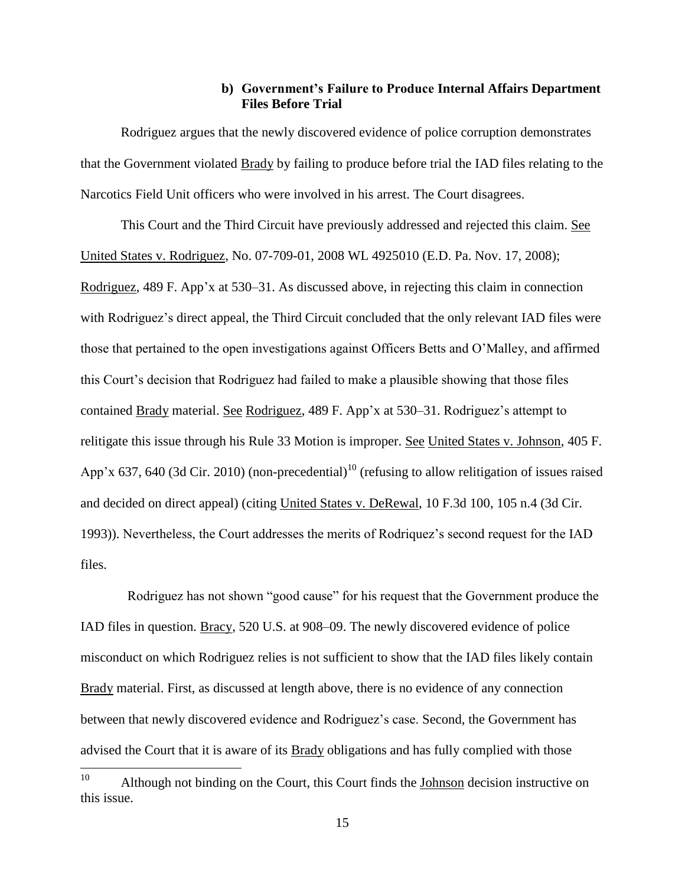### b) Government's Failure to Produce Internal Affairs Department Files Before Trial

Rodriguez argues that the newly discovered evidence of police corruption demonstrates that the Government violated Brady by failing to produce before trial the IAD files relating to the Narcotics Field Unit officers who were involved in his arrest. The Court disagrees.

This Court and the Third Circuit have previously addressed and rejected this claim. See United States v. Rodriguez, No. 07-709-01, 2008 WL 4925010 (E.D. Pa. Nov. 17, 2008); Rodriguez, 489 F. App'x at 530–31. As discussed above, in rejecting this claim in connection with Rodriguez's direct appeal, the Third Circuit concluded that the only relevant IAD files were those that pertained to the open investigations against Officers Betts and O'Malley, and affirmed this Court's decision that Rodriguez had failed to make a plausible showing that those files contained Brady material. See Rodriguez, 489 F. App'x at 530–31. Rodriguez's attempt to relitigate this issue through his Rule 33 Motion is improper. See United States v. Johnson, 405 F. App'x 637, 640 (3d Cir. 2010) (non-precedential)[10] (refusing to allow relitigation of issues raised and decided on direct appeal) (citing United States v. DeRewal, 10 F.3d 100, 105 n.4 (3d Cir. 1993)). Nevertheless, the Court addresses the merits of Rodriquez's second request for the IAD files.

Rodriguez has not shown "good cause" for his request that the Government produce the IAD files in question. Bracy, 520 U.S. at 908–09. The newly discovered evidence of police misconduct on which Rodriguez relies is not sufficient to show that the IAD files likely contain Brady material. First, as discussed at length above, there is no evidence of any connection between that newly discovered evidence and Rodriguez's case. Second, the Government has advised the Court that it is aware of its Brady obligations and has fully complied with those

---

[10] Although not binding on the Court, this Court finds the Johnson decision instructive on this issue.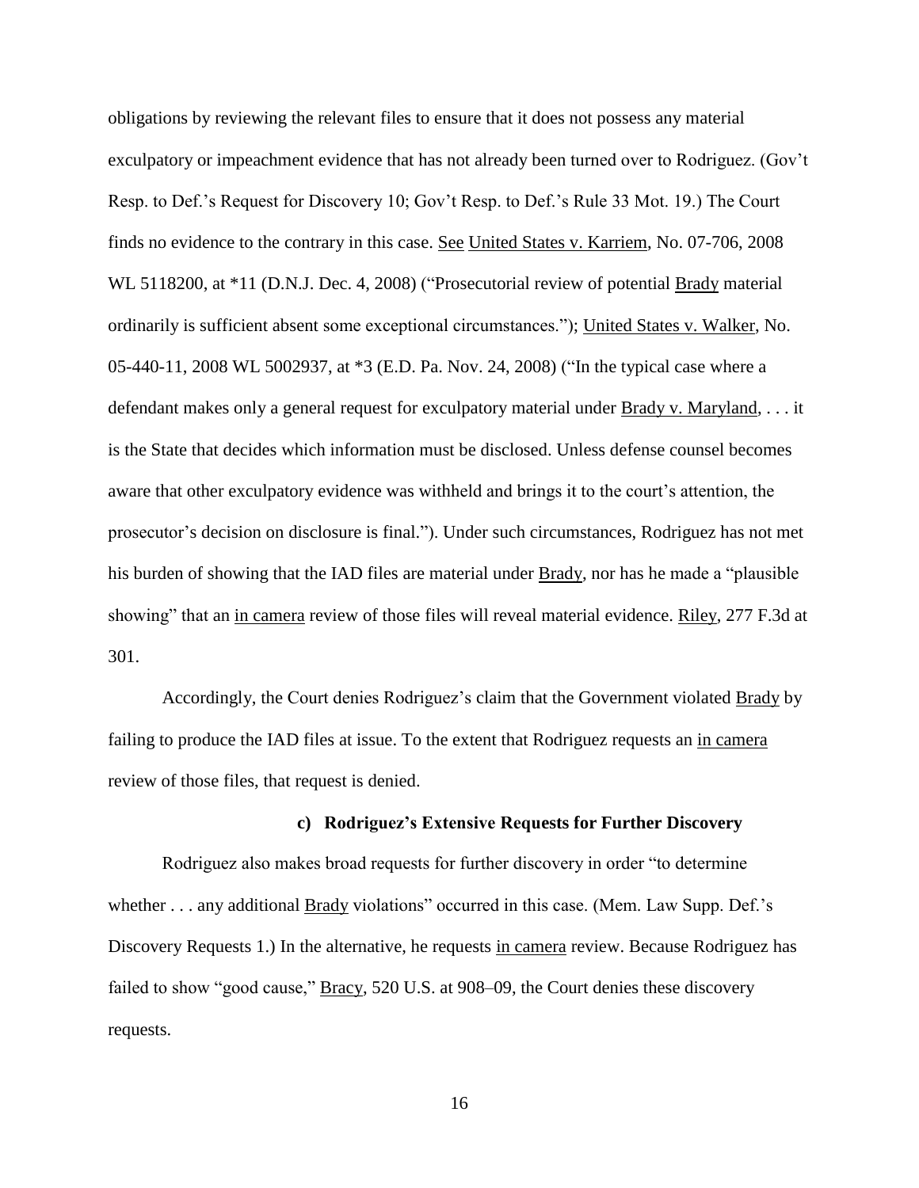obligations by reviewing the relevant files to ensure that it does not possess any material exculpatory or impeachment evidence that has not already been turned over to Rodriguez. (Gov't Resp. to Def.'s Request for Discovery 10; Gov't Resp. to Def.'s Rule 33 Mot. 19.) The Court finds no evidence to the contrary in this case. See United States v. Karriem, No. 07-706, 2008 WL 5118200, at *11 (D.N.J. Dec. 4, 2008) ("Prosecutorial review of potential Brady material ordinarily is sufficient absent some exceptional circumstances."); United States v. Walker, No. 05-440-11, 2008 WL 5002937, at *3 (E.D. Pa. Nov. 24, 2008) ("In the typical case where a defendant makes only a general request for exculpatory material under Brady v. Maryland, . . . it is the State that decides which information must be disclosed. Unless defense counsel becomes aware that other exculpatory evidence was withheld and brings it to the court's attention, the prosecutor's decision on disclosure is final."). Under such circumstances, Rodriguez has not met his burden of showing that the IAD files are material under Brady, nor has he made a "plausible showing" that an in camera review of those files will reveal material evidence. Riley, 277 F.3d at 301.

Accordingly, the Court denies Rodriguez's claim that the Government violated Brady by failing to produce the IAD files at issue. To the extent that Rodriguez requests an in camera review of those files, that request is denied.

#### c) Rodriguez's Extensive Requests for Further Discovery

Rodriguez also makes broad requests for further discovery in order "to determine whether . . . any additional Brady violations" occurred in this case. (Mem. Law Supp. Def.'s Discovery Requests 1.) In the alternative, he requests in camera review. Because Rodriguez has failed to show "good cause," Bracy, 520 U.S. at 908–09, the Court denies these discovery requests.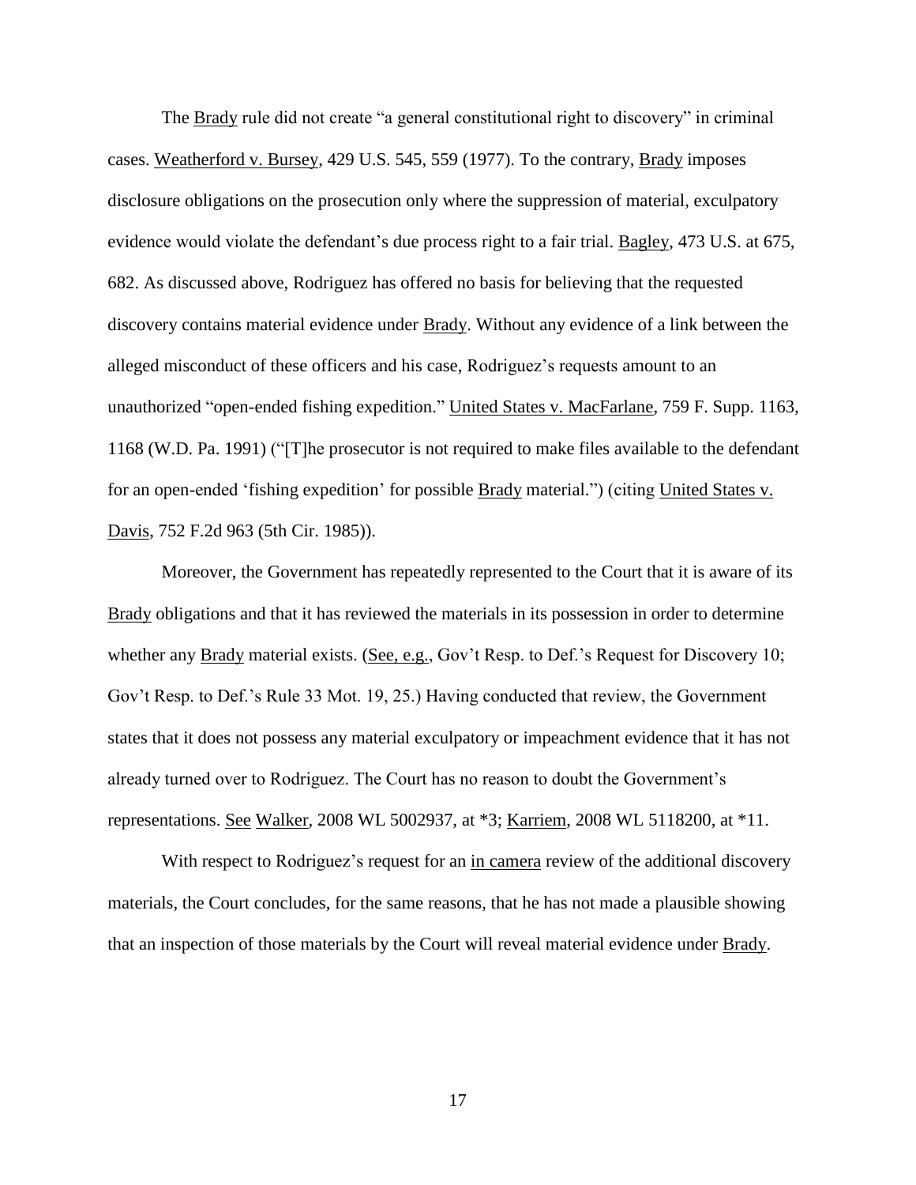The Brady rule did not create "a general constitutional right to discovery" in criminal cases. Weatherford v. Bursey, 429 U.S. 545, 559 (1977). To the contrary, Brady imposes disclosure obligations on the prosecution only where the suppression of material, exculpatory evidence would violate the defendant's due process right to a fair trial. Bagley, 473 U.S. at 675, 682. As discussed above, Rodriguez has offered no basis for believing that the requested discovery contains material evidence under Brady. Without any evidence of a link between the alleged misconduct of these officers and his case, Rodriguez's requests amount to an unauthorized "open-ended fishing expedition." United States v. MacFarlane, 759 F. Supp. 1163, 1168 (W.D. Pa. 1991) ("[T]he prosecutor is not required to make files available to the defendant for an open-ended 'fishing expedition' for possible Brady material.") (citing United States v. Davis, 752 F.2d 963 (5th Cir. 1985)).

Moreover, the Government has repeatedly represented to the Court that it is aware of its Brady obligations and that it has reviewed the materials in its possession in order to determine whether any Brady material exists. (See, e.g., Gov't Resp. to Def.'s Request for Discovery 10; Gov't Resp. to Def.'s Rule 33 Mot. 19, 25.) Having conducted that review, the Government states that it does not possess any material exculpatory or impeachment evidence that it has not already turned over to Rodriguez. The Court has no reason to doubt the Government's representations. See Walker, 2008 WL 5002937, at *3; Karriem, 2008 WL 5118200, at *11.

With respect to Rodriguez's request for an in camera review of the additional discovery materials, the Court concludes, for the same reasons, that he has not made a plausible showing that an inspection of those materials by the Court will reveal material evidence under Brady.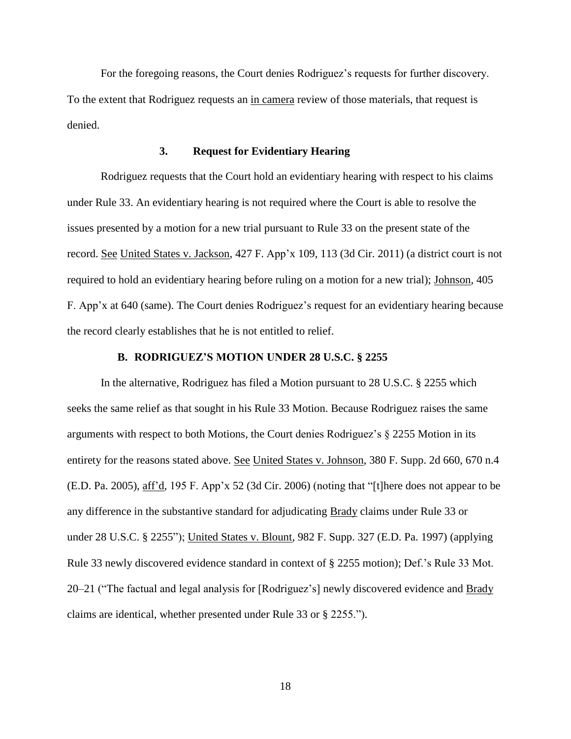For the foregoing reasons, the Court denies Rodriguez's requests for further discovery. To the extent that Rodriguez requests an in camera review of those materials, that request is denied.

### 3. Request for Evidentiary Hearing

Rodriguez requests that the Court hold an evidentiary hearing with respect to his claims under Rule 33. An evidentiary hearing is not required where the Court is able to resolve the issues presented by a motion for a new trial pursuant to Rule 33 on the present state of the record. See United States v. Jackson, 427 F. App'x 109, 113 (3d Cir. 2011) (a district court is not required to hold an evidentiary hearing before ruling on a motion for a new trial); Johnson, 405 F. App'x at 640 (same). The Court denies Rodriguez's request for an evidentiary hearing because the record clearly establishes that he is not entitled to relief.

## B. RODRIGUEZ'S MOTION UNDER 28 U.S.C. § 2255

In the alternative, Rodriguez has filed a Motion pursuant to 28 U.S.C. § 2255 which seeks the same relief as that sought in his Rule 33 Motion. Because Rodriguez raises the same arguments with respect to both Motions, the Court denies Rodriguez's § 2255 Motion in its entirety for the reasons stated above. See United States v. Johnson, 380 F. Supp. 2d 660, 670 n.4 (E.D. Pa. 2005), aff'd, 195 F. App'x 52 (3d Cir. 2006) (noting that "[t]here does not appear to be any difference in the substantive standard for adjudicating Brady claims under Rule 33 or under 28 U.S.C. § 2255"); United States v. Blount, 982 F. Supp. 327 (E.D. Pa. 1997) (applying Rule 33 newly discovered evidence standard in context of § 2255 motion); Def.'s Rule 33 Mot. 20–21 ("The factual and legal analysis for [Rodriguez's] newly discovered evidence and Brady claims are identical, whether presented under Rule 33 or § 2255.").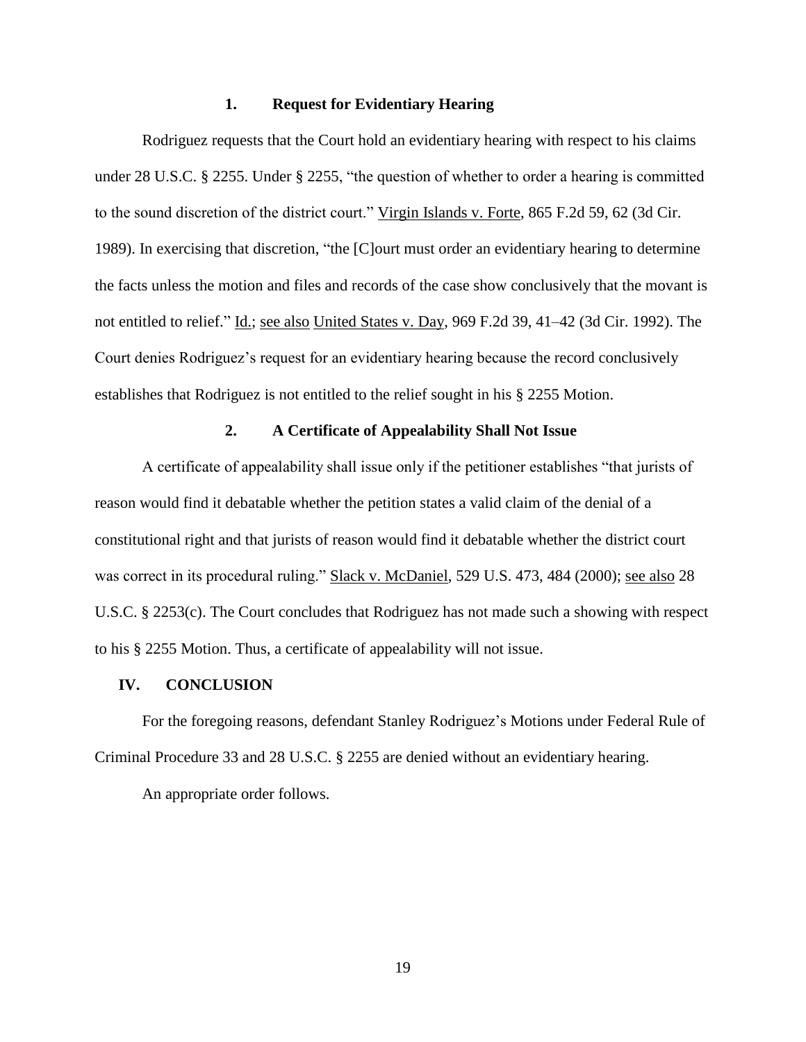### 1. Request for Evidentiary Hearing

Rodriguez requests that the Court hold an evidentiary hearing with respect to his claims under 28 U.S.C. § 2255. Under § 2255, "the question of whether to order a hearing is committed to the sound discretion of the district court." Virgin Islands v. Forte, 865 F.2d 59, 62 (3d Cir. 1989). In exercising that discretion, "the [C]ourt must order an evidentiary hearing to determine the facts unless the motion and files and records of the case show conclusively that the movant is not entitled to relief." Id.; see also United States v. Day, 969 F.2d 39, 41–42 (3d Cir. 1992). The Court denies Rodriguez's request for an evidentiary hearing because the record conclusively establishes that Rodriguez is not entitled to the relief sought in his § 2255 Motion.

### 2. A Certificate of Appealability Shall Not Issue

A certificate of appealability shall issue only if the petitioner establishes "that jurists of reason would find it debatable whether the petition states a valid claim of the denial of a constitutional right and that jurists of reason would find it debatable whether the district court was correct in its procedural ruling." Slack v. McDaniel, 529 U.S. 473, 484 (2000); see also 28 U.S.C. § 2253(c). The Court concludes that Rodriguez has not made such a showing with respect to his § 2255 Motion. Thus, a certificate of appealability will not issue.

## IV. CONCLUSION

For the foregoing reasons, defendant Stanley Rodriguez's Motions under Federal Rule of Criminal Procedure 33 and 28 U.S.C. § 2255 are denied without an evidentiary hearing.

An appropriate order follows.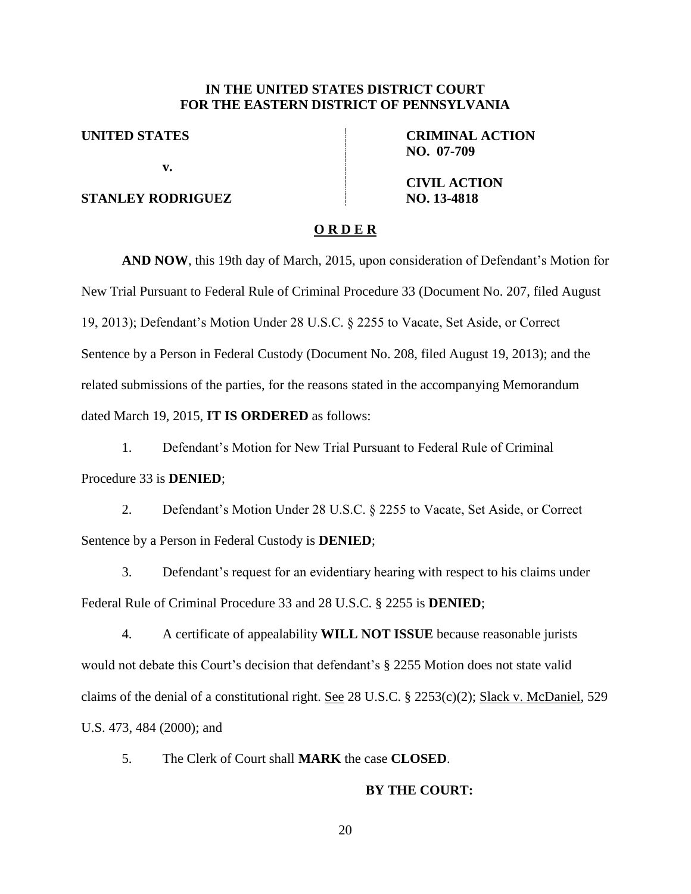**IN THE UNITED STATES DISTRICT COURT**
**FOR THE EASTERN DISTRICT OF PENNSYLVANIA**

| | |
|---|---|
| **UNITED STATES** | **CRIMINAL ACTION NO. 07-709** |
| **v.** | |
| **STANLEY RODRIGUEZ** | **CIVIL ACTION NO. 13-4818** |

**O R D E R**

**AND NOW**, this 19th day of March, 2015, upon consideration of Defendant's Motion for New Trial Pursuant to Federal Rule of Criminal Procedure 33 (Document No. 207, filed August 19, 2013); Defendant's Motion Under 28 U.S.C. § 2255 to Vacate, Set Aside, or Correct Sentence by a Person in Federal Custody (Document No. 208, filed August 19, 2013); and the related submissions of the parties, for the reasons stated in the accompanying Memorandum dated March 19, 2015, **IT IS ORDERED** as follows:

1. Defendant's Motion for New Trial Pursuant to Federal Rule of Criminal Procedure 33 is **DENIED**;

2. Defendant's Motion Under 28 U.S.C. § 2255 to Vacate, Set Aside, or Correct Sentence by a Person in Federal Custody is **DENIED**;

3. Defendant's request for an evidentiary hearing with respect to his claims under Federal Rule of Criminal Procedure 33 and 28 U.S.C. § 2255 is **DENIED**;

4. A certificate of appealability **WILL NOT ISSUE** because reasonable jurists would not debate this Court's decision that defendant's § 2255 Motion does not state valid claims of the denial of a constitutional right. See 28 U.S.C. § 2253(c)(2); Slack v. McDaniel, 529 U.S. 473, 484 (2000); and

5. The Clerk of Court shall **MARK** the case **CLOSED**.

**BY THE COURT:**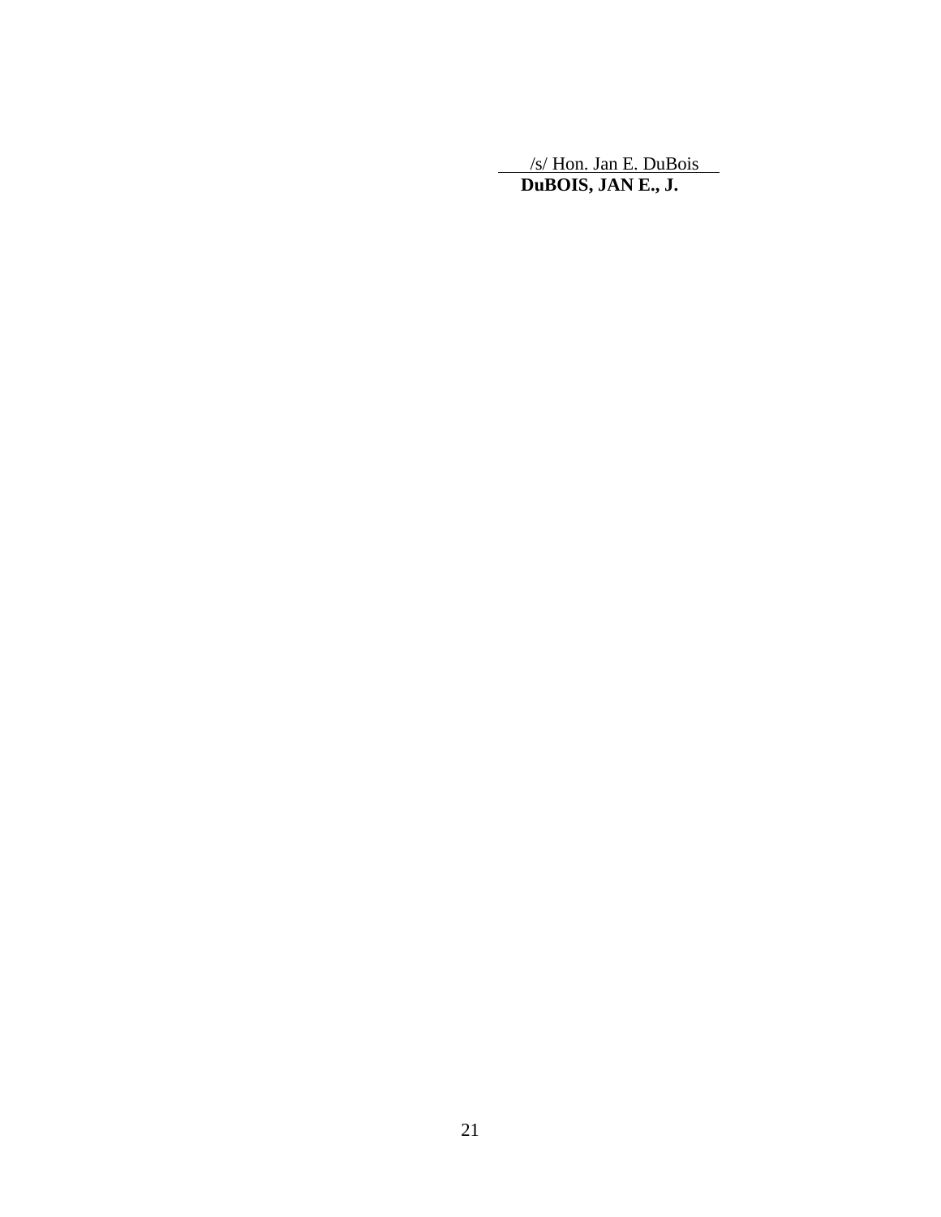/s/ Hon. Jan E. DuBois

**DuBOIS, JAN E., J.**